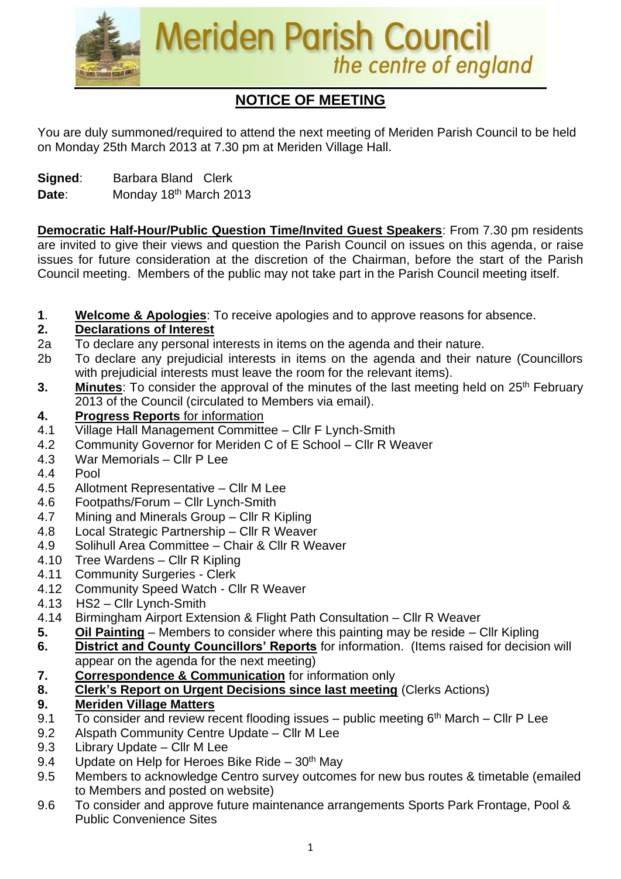# Meriden Parish Council

*the centre of england*

## NOTICE OF MEETING

You are duly summoned/required to attend the next meeting of Meriden Parish Council to be held on Monday 25th March 2013 at 7.30 pm at Meriden Village Hall.

**Signed**: Barbara Bland Clerk
**Date**: Monday 18th March 2013

**Democratic Half-Hour/Public Question Time/Invited Guest Speakers**: From 7.30 pm residents are invited to give their views and question the Parish Council on issues on this agenda, or raise issues for future consideration at the discretion of the Chairman, before the start of the Parish Council meeting. Members of the public may not take part in the Parish Council meeting itself.

**1**. **Welcome & Apologies**: To receive apologies and to approve reasons for absence.

**2. Declarations of Interest**

2a To declare any personal interests in items on the agenda and their nature.

2b To declare any prejudicial interests in items on the agenda and their nature (Councillors with prejudicial interests must leave the room for the relevant items).

**3. Minutes**: To consider the approval of the minutes of the last meeting held on 25th February 2013 of the Council (circulated to Members via email).

**4. Progress Reports** for information

4.1 Village Hall Management Committee – Cllr F Lynch-Smith
4.2 Community Governor for Meriden C of E School – Cllr R Weaver
4.3 War Memorials – Cllr P Lee
4.4 Pool
4.5 Allotment Representative – Cllr M Lee
4.6 Footpaths/Forum – Cllr Lynch-Smith
4.7 Mining and Minerals Group – Cllr R Kipling
4.8 Local Strategic Partnership – Cllr R Weaver
4.9 Solihull Area Committee – Chair & Cllr R Weaver
4.10 Tree Wardens – Cllr R Kipling
4.11 Community Surgeries - Clerk
4.12 Community Speed Watch - Cllr R Weaver
4.13 HS2 – Cllr Lynch-Smith
4.14 Birmingham Airport Extension & Flight Path Consultation – Cllr R Weaver

**5. Oil Painting** – Members to consider where this painting may be reside – Cllr Kipling

**6. District and County Councillors' Reports** for information. (Items raised for decision will appear on the agenda for the next meeting)

**7. Correspondence & Communication** for information only

**8. Clerk's Report on Urgent Decisions since last meeting** (Clerks Actions)

**9. Meriden Village Matters**

9.1 To consider and review recent flooding issues – public meeting 6th March – Cllr P Lee
9.2 Alspath Community Centre Update – Cllr M Lee
9.3 Library Update – Cllr M Lee
9.4 Update on Help for Heroes Bike Ride – 30th May
9.5 Members to acknowledge Centro survey outcomes for new bus routes & timetable (emailed to Members and posted on website)
9.6 To consider and approve future maintenance arrangements Sports Park Frontage, Pool & Public Convenience Sites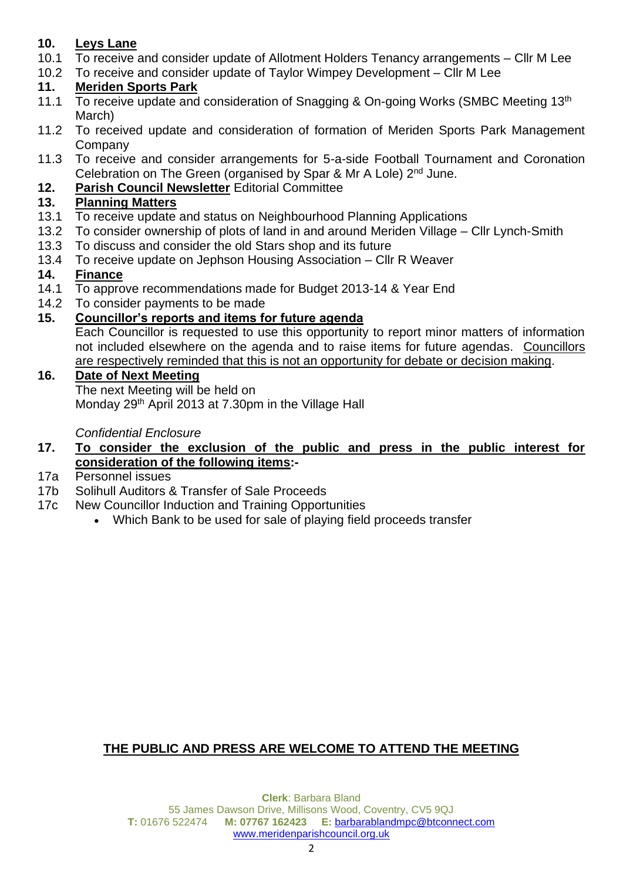**10. <u>Leys Lane</u>**

10.1 To receive and consider update of Allotment Holders Tenancy arrangements – Cllr M Lee

10.2 To receive and consider update of Taylor Wimpey Development – Cllr M Lee

**11. <u>Meriden Sports Park</u>**

11.1 To receive update and consideration of Snagging & On-going Works (SMBC Meeting 13th March)

11.2 To received update and consideration of formation of Meriden Sports Park Management Company

11.3 To receive and consider arrangements for 5-a-side Football Tournament and Coronation Celebration on The Green (organised by Spar & Mr A Lole) 2nd June.

**12. <u>Parish Council Newsletter</u>** Editorial Committee

**13. <u>Planning Matters</u>**

13.1 To receive update and status on Neighbourhood Planning Applications

13.2 To consider ownership of plots of land in and around Meriden Village – Cllr Lynch-Smith

13.3 To discuss and consider the old Stars shop and its future

13.4 To receive update on Jephson Housing Association – Cllr R Weaver

**14. <u>Finance</u>**

14.1 To approve recommendations made for Budget 2013-14 & Year End

14.2 To consider payments to be made

**15. <u>Councillor's reports and items for future agenda</u>**

Each Councillor is requested to use this opportunity to report minor matters of information not included elsewhere on the agenda and to raise items for future agendas. <u>Councillors are respectively reminded that this is not an opportunity for debate or decision making</u>.

**16. <u>Date of Next Meeting</u>**

The next Meeting will be held on
Monday 29th April 2013 at 7.30pm in the Village Hall

*Confidential Enclosure*

**17. <u>To consider the exclusion of the public and press in the public interest for consideration of the following items</u>:-**

17a Personnel issues

17b Solihull Auditors & Transfer of Sale Proceeds

17c New Councillor Induction and Training Opportunities

- Which Bank to be used for sale of playing field proceeds transfer

**<u>THE PUBLIC AND PRESS ARE WELCOME TO ATTEND THE MEETING</u>**

**Clerk**: Barbara Bland
55 James Dawson Drive, Millisons Wood, Coventry, CV5 9QJ
**T:** 01676 522474 **M: 07767 162423** **E:** barbarablandmpc@btconnect.com
www.meridenparishcouncil.org.uk